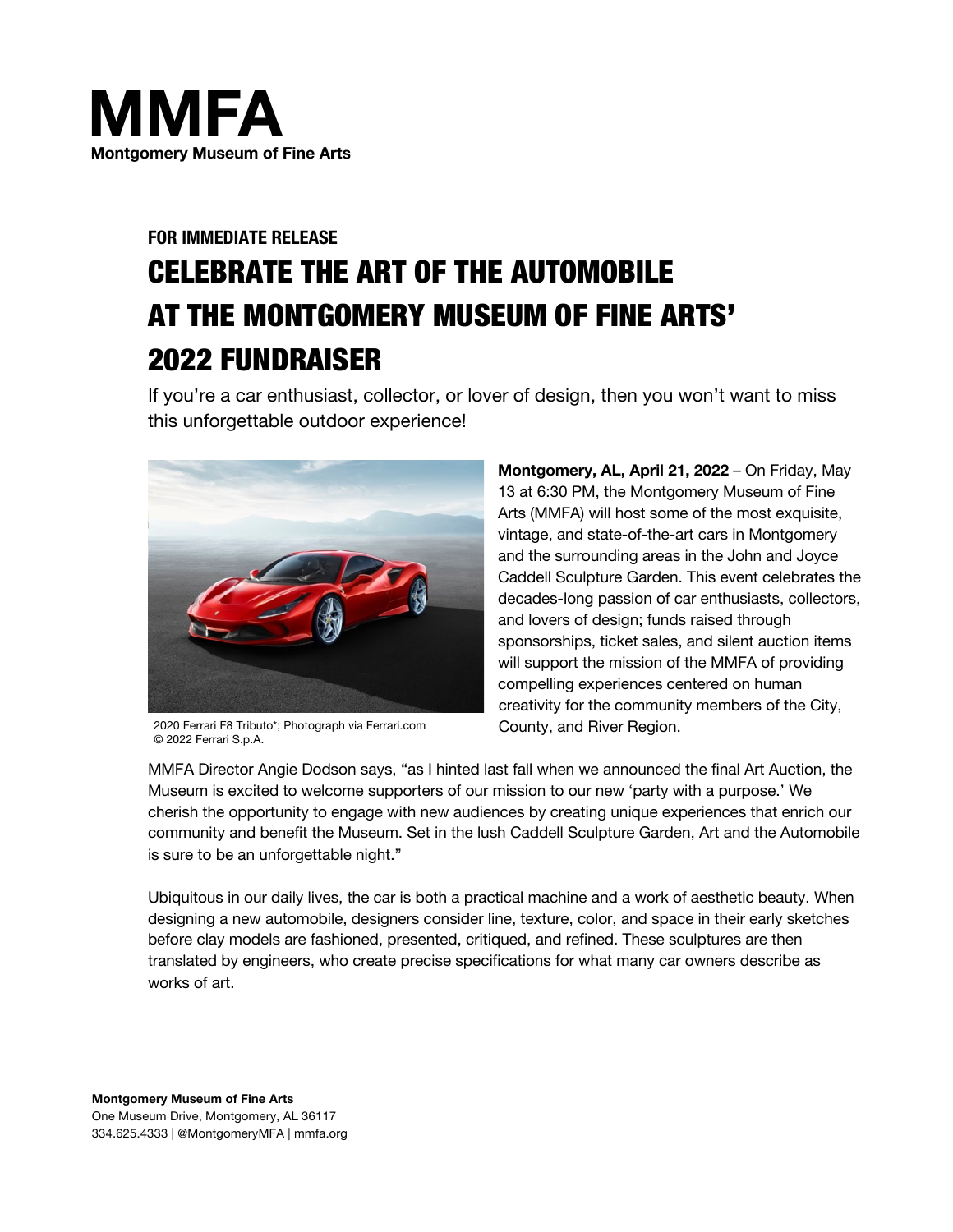# MMFA

**Montgomery Museum of Fine Arts**

**FOR IMMEDIATE RELEASE**

## CELEBRATE THE ART OF THE AUTOMOBILE AT THE MONTGOMERY MUSEUM OF FINE ARTS' 2022 FUNDRAISER

If you're a car enthusiast, collector, or lover of design, then you won't want to miss this unforgettable outdoor experience!

2020 Ferrari F8 Tributo*; Photograph via Ferrari.com
© 2022 Ferrari S.p.A.

**Montgomery, AL, April 21, 2022** – On Friday, May 13 at 6:30 PM, the Montgomery Museum of Fine Arts (MMFA) will host some of the most exquisite, vintage, and state-of-the-art cars in Montgomery and the surrounding areas in the John and Joyce Caddell Sculpture Garden. This event celebrates the decades-long passion of car enthusiasts, collectors, and lovers of design; funds raised through sponsorships, ticket sales, and silent auction items will support the mission of the MMFA of providing compelling experiences centered on human creativity for the community members of the City, County, and River Region.

MMFA Director Angie Dodson says, "as I hinted last fall when we announced the final Art Auction, the Museum is excited to welcome supporters of our mission to our new 'party with a purpose.' We cherish the opportunity to engage with new audiences by creating unique experiences that enrich our community and benefit the Museum. Set in the lush Caddell Sculpture Garden, Art and the Automobile is sure to be an unforgettable night."

Ubiquitous in our daily lives, the car is both a practical machine and a work of aesthetic beauty. When designing a new automobile, designers consider line, texture, color, and space in their early sketches before clay models are fashioned, presented, critiqued, and refined. These sculptures are then translated by engineers, who create precise specifications for what many car owners describe as works of art.

**Montgomery Museum of Fine Arts**
One Museum Drive, Montgomery, AL 36117
334.625.4333 | @MontgomeryMFA | mmfa.org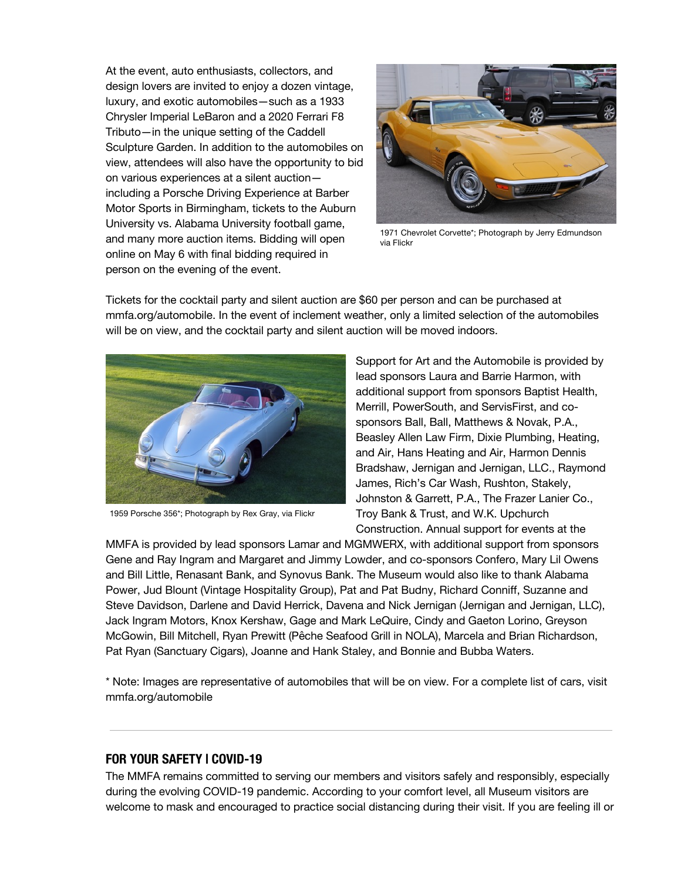At the event, auto enthusiasts, collectors, and design lovers are invited to enjoy a dozen vintage, luxury, and exotic automobiles—such as a 1933 Chrysler Imperial LeBaron and a 2020 Ferrari F8 Tributo—in the unique setting of the Caddell Sculpture Garden. In addition to the automobiles on view, attendees will also have the opportunity to bid on various experiences at a silent auction—including a Porsche Driving Experience at Barber Motor Sports in Birmingham, tickets to the Auburn University vs. Alabama University football game, and many more auction items. Bidding will open online on May 6 with final bidding required in person on the evening of the event.

1971 Chevrolet Corvette*; Photograph by Jerry Edmundson via Flickr

Tickets for the cocktail party and silent auction are $60 per person and can be purchased at mmfa.org/automobile. In the event of inclement weather, only a limited selection of the automobiles will be on view, and the cocktail party and silent auction will be moved indoors.

1959 Porsche 356*; Photograph by Rex Gray, via Flickr

Support for Art and the Automobile is provided by lead sponsors Laura and Barrie Harmon, with additional support from sponsors Baptist Health, Merrill, PowerSouth, and ServisFirst, and co-sponsors Ball, Ball, Matthews & Novak, P.A., Beasley Allen Law Firm, Dixie Plumbing, Heating, and Air, Hans Heating and Air, Harmon Dennis Bradshaw, Jernigan and Jernigan, LLC., Raymond James, Rich's Car Wash, Rushton, Stakely, Johnston & Garrett, P.A., The Frazer Lanier Co., Troy Bank & Trust, and W.K. Upchurch Construction. Annual support for events at the MMFA is provided by lead sponsors Lamar and MGMWERX, with additional support from sponsors Gene and Ray Ingram and Margaret and Jimmy Lowder, and co-sponsors Confero, Mary Lil Owens and Bill Little, Renasant Bank, and Synovus Bank. The Museum would also like to thank Alabama Power, Jud Blount (Vintage Hospitality Group), Pat and Pat Budny, Richard Conniff, Suzanne and Steve Davidson, Darlene and David Herrick, Davena and Nick Jernigan (Jernigan and Jernigan, LLC), Jack Ingram Motors, Knox Kershaw, Gage and Mark LeQuire, Cindy and Gaeton Lorino, Greyson McGowin, Bill Mitchell, Ryan Prewitt (Pêche Seafood Grill in NOLA), Marcela and Brian Richardson, Pat Ryan (Sanctuary Cigars), Joanne and Hank Staley, and Bonnie and Bubba Waters.

* Note: Images are representative of automobiles that will be on view. For a complete list of cars, visit mmfa.org/automobile

---

## FOR YOUR SAFETY | COVID-19

The MMFA remains committed to serving our members and visitors safely and responsibly, especially during the evolving COVID-19 pandemic. According to your comfort level, all Museum visitors are welcome to mask and encouraged to practice social distancing during their visit. If you are feeling ill or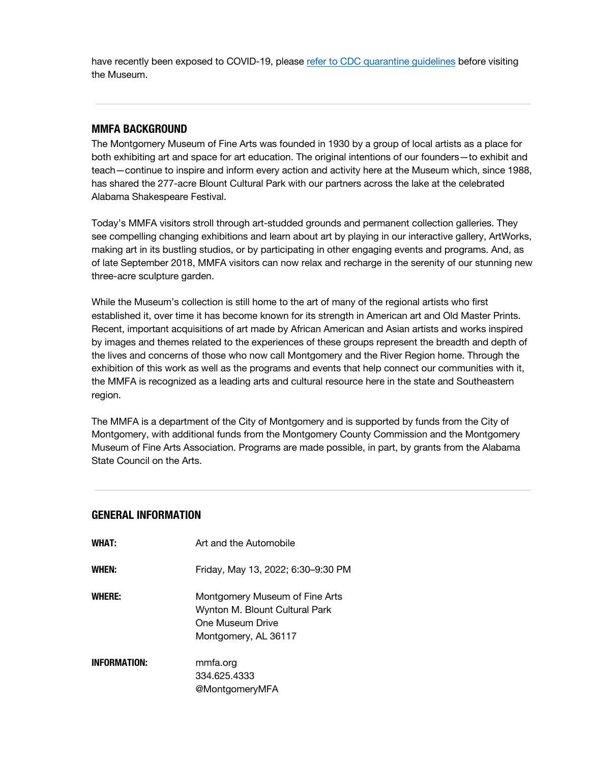have recently been exposed to COVID-19, please [refer to CDC quarantine guidelines](#) before visiting the Museum.

---

## MMFA BACKGROUND

The Montgomery Museum of Fine Arts was founded in 1930 by a group of local artists as a place for both exhibiting art and space for art education. The original intentions of our founders—to exhibit and teach—continue to inspire and inform every action and activity here at the Museum which, since 1988, has shared the 277-acre Blount Cultural Park with our partners across the lake at the celebrated Alabama Shakespeare Festival.

Today's MMFA visitors stroll through art-studded grounds and permanent collection galleries. They see compelling changing exhibitions and learn about art by playing in our interactive gallery, ArtWorks, making art in its bustling studios, or by participating in other engaging events and programs. And, as of late September 2018, MMFA visitors can now relax and recharge in the serenity of our stunning new three-acre sculpture garden.

While the Museum's collection is still home to the art of many of the regional artists who first established it, over time it has become known for its strength in American art and Old Master Prints. Recent, important acquisitions of art made by African American and Asian artists and works inspired by images and themes related to the experiences of these groups represent the breadth and depth of the lives and concerns of those who now call Montgomery and the River Region home. Through the exhibition of this work as well as the programs and events that help connect our communities with it, the MMFA is recognized as a leading arts and cultural resource here in the state and Southeastern region.

The MMFA is a department of the City of Montgomery and is supported by funds from the City of Montgomery, with additional funds from the Montgomery County Commission and the Montgomery Museum of Fine Arts Association. Programs are made possible, in part, by grants from the Alabama State Council on the Arts.

---

## GENERAL INFORMATION

| | |
|---|---|
| **WHAT:** | Art and the Automobile |
| **WHEN:** | Friday, May 13, 2022; 6:30–9:30 PM |
| **WHERE:** | Montgomery Museum of Fine Arts<br>Wynton M. Blount Cultural Park<br>One Museum Drive<br>Montgomery, AL 36117 |
| **INFORMATION:** | mmfa.org<br>334.625.4333<br>@MontgomeryMFA |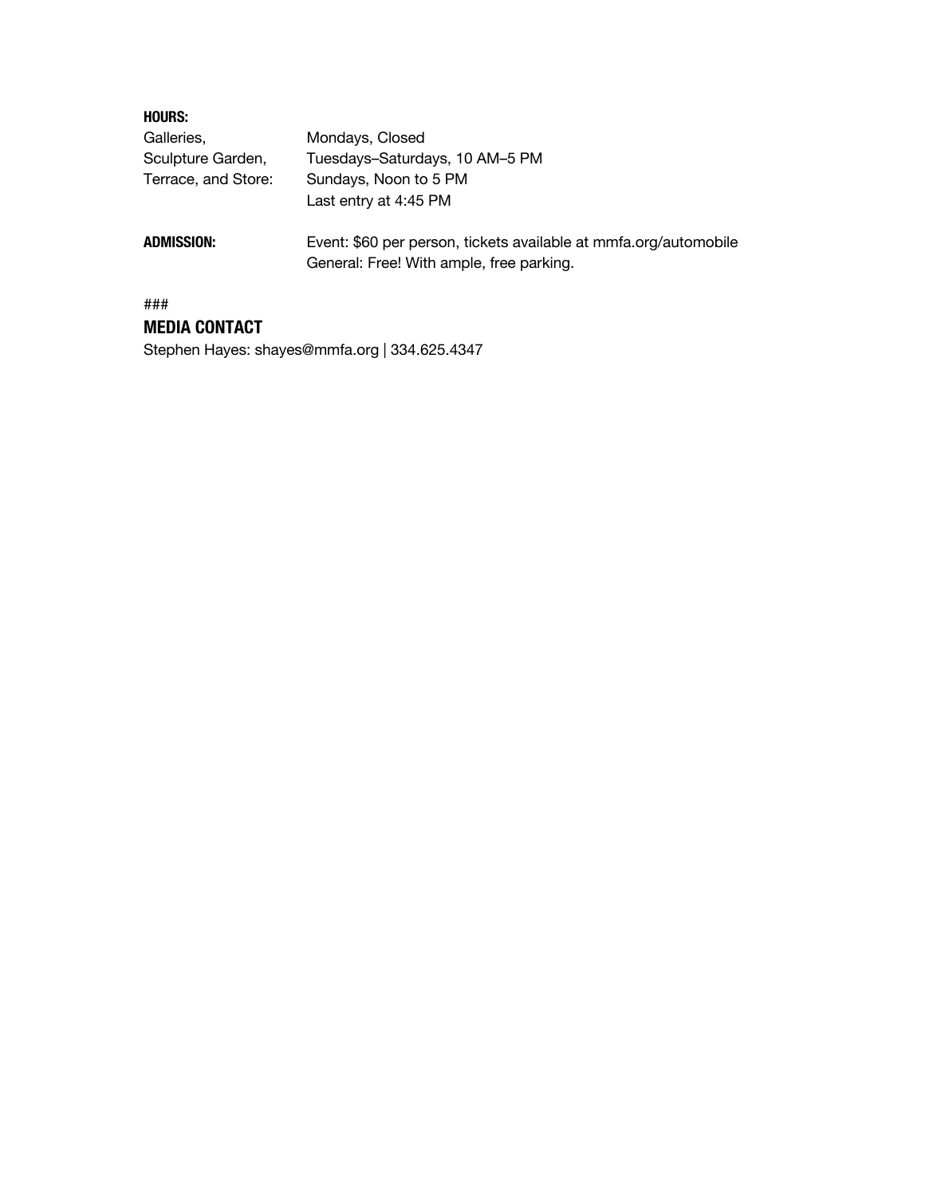**HOURS:**

| | |
|---|---|
| Galleries, Sculpture Garden, Terrace, and Store: | Mondays, Closed<br>Tuesdays–Saturdays, 10 AM–5 PM<br>Sundays, Noon to 5 PM<br>Last entry at 4:45 PM |
| **ADMISSION:** | Event: $60 per person, tickets available at mmfa.org/automobile<br>General: Free! With ample, free parking. |

###

## MEDIA CONTACT

Stephen Hayes: shayes@mmfa.org | 334.625.4347